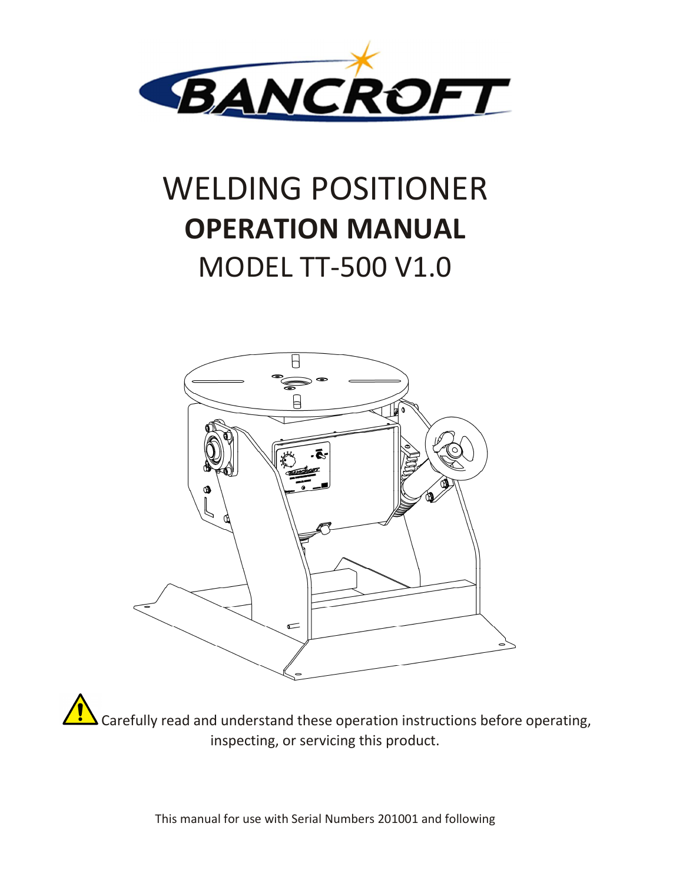# BANCROFT

# WELDING POSITIONER

## OPERATION MANUAL

## MODEL TT-500 V1.0

Carefully read and understand these operation instructions before operating, inspecting, or servicing this product.

This manual for use with Serial Numbers 201001 and following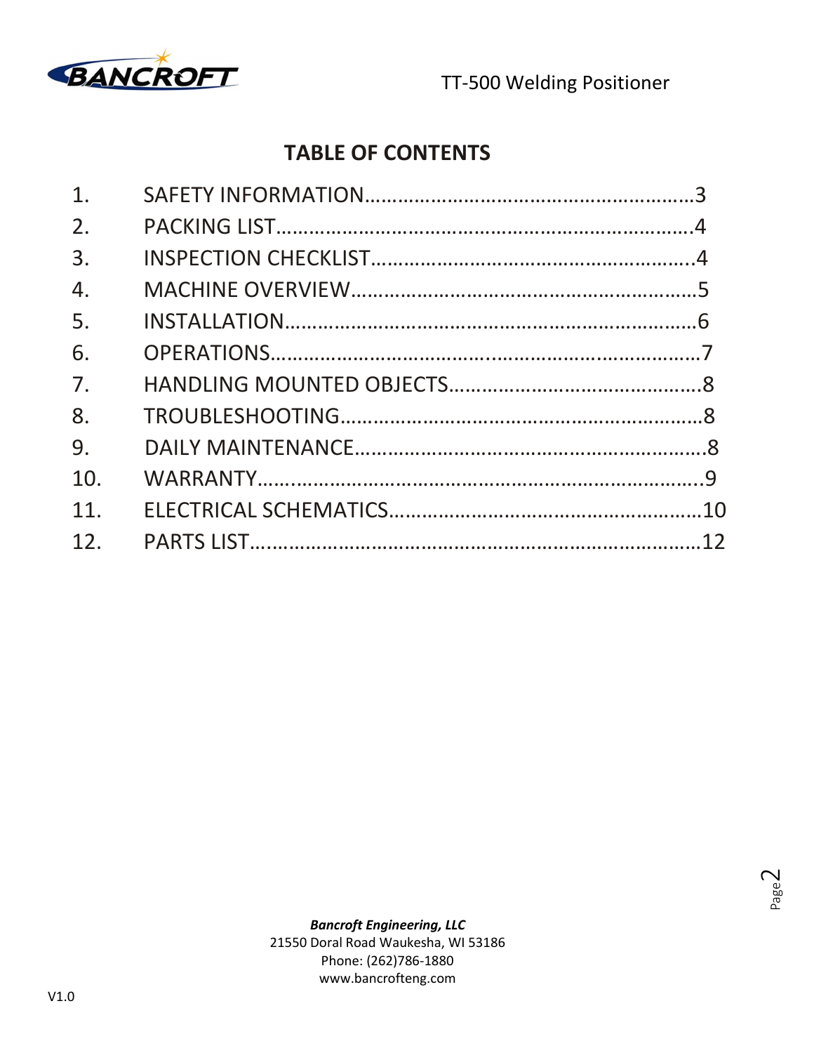# TABLE OF CONTENTS

1. SAFETY INFORMATION……………………………………………………3
2. PACKING LIST…………………………………………………………………4
3. INSPECTION CHECKLIST…………………………………………………..4
4. MACHINE OVERVIEW………………………………………………………5
5. INSTALLATION…………………………………………………………………6
6. OPERATIONS……………………………………………………………………7
7. HANDLING MOUNTED OBJECTS………………………………………8
8. TROUBLESHOOTING…………………………………………………………8
9. DAILY MAINTENANCE………………………………………………………8
10. WARRANTY……………………………………………………………………..9
11. ELECTRICAL SCHEMATICS………………………………………………10
12. PARTS LIST……………………………………………………………………12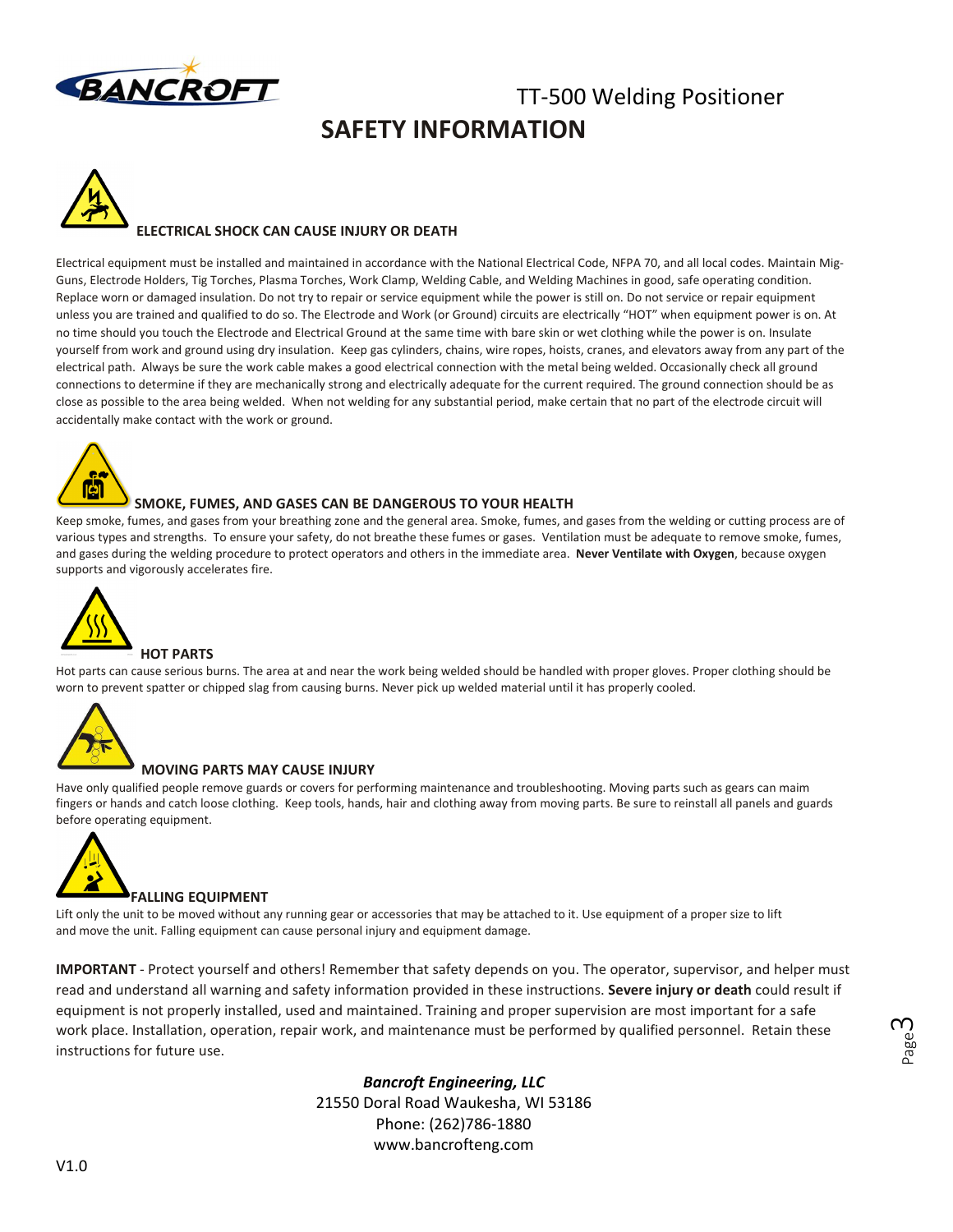# SAFETY INFORMATION

### ELECTRICAL SHOCK CAN CAUSE INJURY OR DEATH

Electrical equipment must be installed and maintained in accordance with the National Electrical Code, NFPA 70, and all local codes. Maintain Mig-Guns, Electrode Holders, Tig Torches, Plasma Torches, Work Clamp, Welding Cable, and Welding Machines in good, safe operating condition. Replace worn or damaged insulation. Do not try to repair or service equipment while the power is still on. Do not service or repair equipment unless you are trained and qualified to do so. The Electrode and Work (or Ground) circuits are electrically "HOT" when equipment power is on. At no time should you touch the Electrode and Electrical Ground at the same time with bare skin or wet clothing while the power is on. Insulate yourself from work and ground using dry insulation. Keep gas cylinders, chains, wire ropes, hoists, cranes, and elevators away from any part of the electrical path. Always be sure the work cable makes a good electrical connection with the metal being welded. Occasionally check all ground connections to determine if they are mechanically strong and electrically adequate for the current required. The ground connection should be as close as possible to the area being welded. When not welding for any substantial period, make certain that no part of the electrode circuit will accidentally make contact with the work or ground.

### SMOKE, FUMES, AND GASES CAN BE DANGEROUS TO YOUR HEALTH

Keep smoke, fumes, and gases from your breathing zone and the general area. Smoke, fumes, and gases from the welding or cutting process are of various types and strengths. To ensure your safety, do not breathe these fumes or gases. Ventilation must be adequate to remove smoke, fumes, and gases during the welding procedure to protect operators and others in the immediate area. **Never Ventilate with Oxygen**, because oxygen supports and vigorously accelerates fire.

### HOT PARTS

Hot parts can cause serious burns. The area at and near the work being welded should be handled with proper gloves. Proper clothing should be worn to prevent spatter or chipped slag from causing burns. Never pick up welded material until it has properly cooled.

### MOVING PARTS MAY CAUSE INJURY

Have only qualified people remove guards or covers for performing maintenance and troubleshooting. Moving parts such as gears can maim fingers or hands and catch loose clothing. Keep tools, hands, hair and clothing away from moving parts. Be sure to reinstall all panels and guards before operating equipment.

### FALLING EQUIPMENT

Lift only the unit to be moved without any running gear or accessories that may be attached to it. Use equipment of a proper size to lift and move the unit. Falling equipment can cause personal injury and equipment damage.

**IMPORTANT** - Protect yourself and others! Remember that safety depends on you. The operator, supervisor, and helper must read and understand all warning and safety information provided in these instructions. **Severe injury or death** could result if equipment is not properly installed, used and maintained. Training and proper supervision are most important for a safe work place. Installation, operation, repair work, and maintenance must be performed by qualified personnel. Retain these instructions for future use.

***Bancroft Engineering, LLC***
21550 Doral Road Waukesha, WI 53186
Phone: (262)786-1880
www.bancrofteng.com

V1.0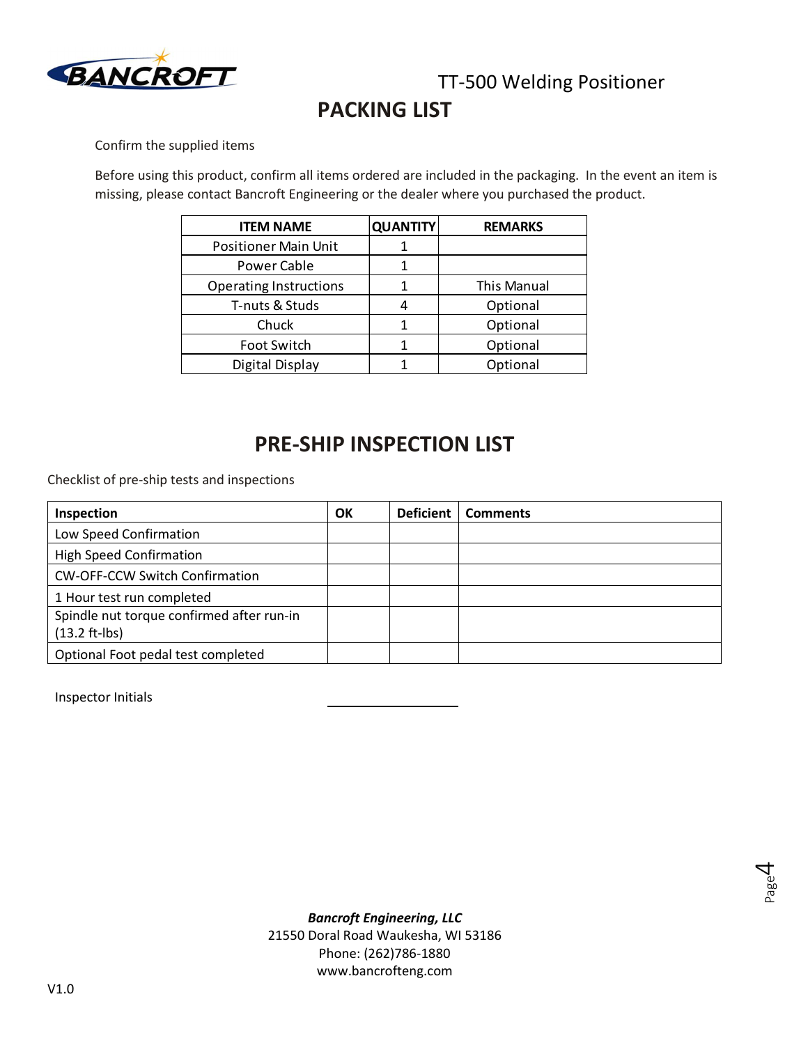# TT-500 Welding Positioner

## PACKING LIST

Confirm the supplied items

Before using this product, confirm all items ordered are included in the packaging. In the event an item is missing, please contact Bancroft Engineering or the dealer where you purchased the product.

| ITEM NAME | QUANTITY | REMARKS |
|---|---|---|
| Positioner Main Unit | 1 | |
| Power Cable | 1 | |
| Operating Instructions | 1 | This Manual |
| T-nuts & Studs | 4 | Optional |
| Chuck | 1 | Optional |
| Foot Switch | 1 | Optional |
| Digital Display | 1 | Optional |

## PRE-SHIP INSPECTION LIST

Checklist of pre-ship tests and inspections

| Inspection | OK | Deficient | Comments |
|---|---|---|---|
| Low Speed Confirmation | | | |
| High Speed Confirmation | | | |
| CW-OFF-CCW Switch Confirmation | | | |
| 1 Hour test run completed | | | |
| Spindle nut torque confirmed after run-in (13.2 ft-lbs) | | | |
| Optional Foot pedal test completed | | | |

Inspector Initials ____________________

***Bancroft Engineering, LLC***
21550 Doral Road Waukesha, WI 53186
Phone: (262)786-1880
www.bancrofteng.com

V1.0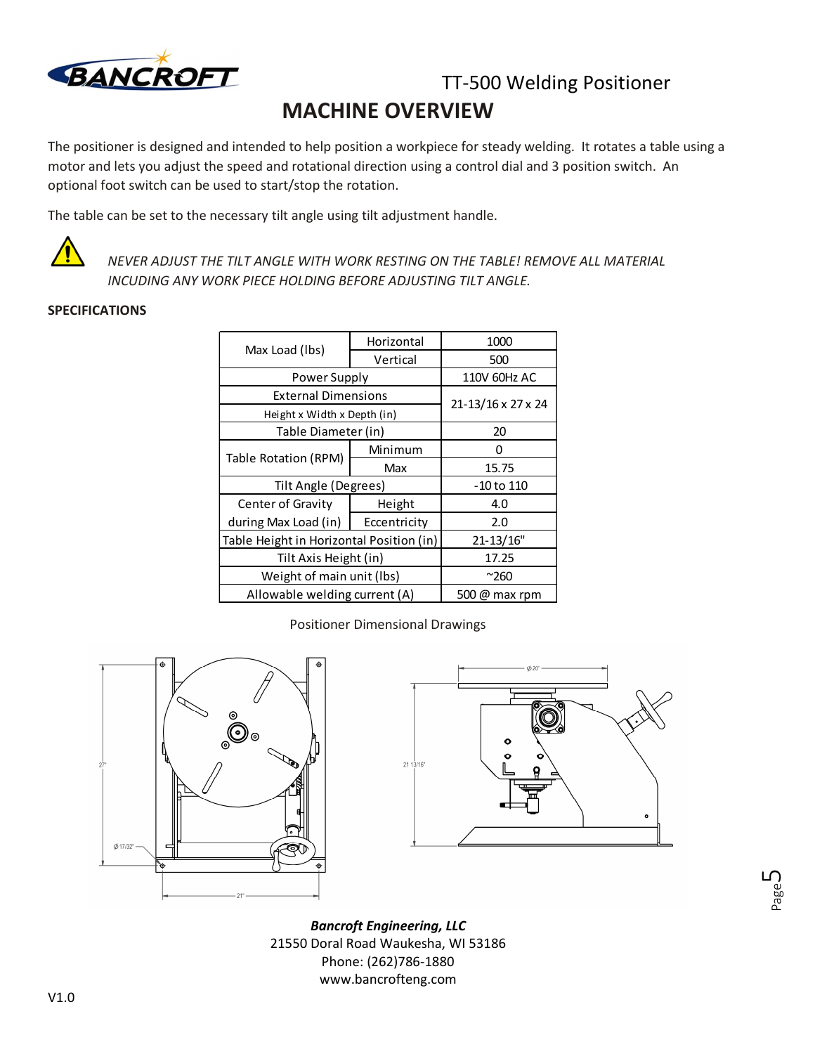TT-500 Welding Positioner

# MACHINE OVERVIEW

The positioner is designed and intended to help position a workpiece for steady welding. It rotates a table using a motor and lets you adjust the speed and rotational direction using a control dial and 3 position switch. An optional foot switch can be used to start/stop the rotation.

The table can be set to the necessary tilt angle using tilt adjustment handle.

*NEVER ADJUST THE TILT ANGLE WITH WORK RESTING ON THE TABLE! REMOVE ALL MATERIAL INCUDING ANY WORK PIECE HOLDING BEFORE ADJUSTING TILT ANGLE.*

**SPECIFICATIONS**

| | | |
|---|---|---|
| Max Load (lbs) | Horizontal | 1000 |
| | Vertical | 500 |
| Power Supply | | 110V 60Hz AC |
| External Dimensions Height x Width x Depth (in) | | 21-13/16 x 27 x 24 |
| Table Diameter (in) | | 20 |
| Table Rotation (RPM) | Minimum | 0 |
| | Max | 15.75 |
| Tilt Angle (Degrees) | | -10 to 110 |
| Center of Gravity during Max Load (in) | Height | 4.0 |
| | Eccentricity | 2.0 |
| Table Height in Horizontal Position (in) | | 21-13/16" |
| Tilt Axis Height (in) | | 17.25 |
| Weight of main unit (lbs) | | ~260 |
| Allowable welding current (A) | | 500 @ max rpm |

Positioner Dimensional Drawings

*Bancroft Engineering, LLC*
21550 Doral Road Waukesha, WI 53186
Phone: (262)786-1880
www.bancrofteng.com

V1.0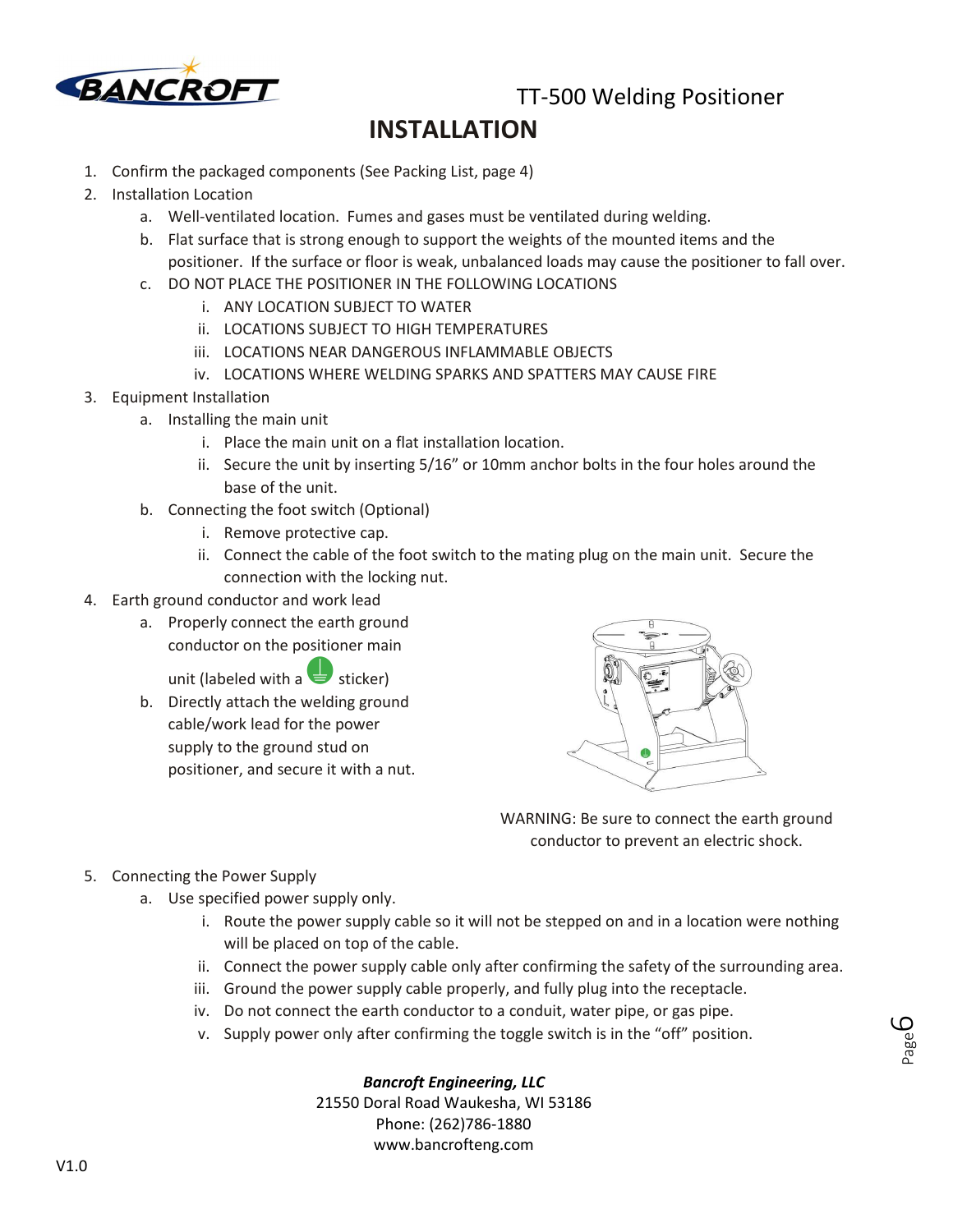# TT-500 Welding Positioner

## INSTALLATION

1. Confirm the packaged components (See Packing List, page 4)
2. Installation Location
   a. Well-ventilated location. Fumes and gases must be ventilated during welding.
   b. Flat surface that is strong enough to support the weights of the mounted items and the positioner. If the surface or floor is weak, unbalanced loads may cause the positioner to fall over.
   c. DO NOT PLACE THE POSITIONER IN THE FOLLOWING LOCATIONS
      i. ANY LOCATION SUBJECT TO WATER
      ii. LOCATIONS SUBJECT TO HIGH TEMPERATURES
      iii. LOCATIONS NEAR DANGEROUS INFLAMMABLE OBJECTS
      iv. LOCATIONS WHERE WELDING SPARKS AND SPATTERS MAY CAUSE FIRE
3. Equipment Installation
   a. Installing the main unit
      i. Place the main unit on a flat installation location.
      ii. Secure the unit by inserting 5/16" or 10mm anchor bolts in the four holes around the base of the unit.
   b. Connecting the foot switch (Optional)
      i. Remove protective cap.
      ii. Connect the cable of the foot switch to the mating plug on the main unit. Secure the connection with the locking nut.
4. Earth ground conductor and work lead
   a. Properly connect the earth ground conductor on the positioner main unit (labeled with a ⏚ sticker)
   b. Directly attach the welding ground cable/work lead for the power supply to the ground stud on positioner, and secure it with a nut.

WARNING: Be sure to connect the earth ground conductor to prevent an electric shock.

5. Connecting the Power Supply
   a. Use specified power supply only.
      i. Route the power supply cable so it will not be stepped on and in a location were nothing will be placed on top of the cable.
      ii. Connect the power supply cable only after confirming the safety of the surrounding area.
      iii. Ground the power supply cable properly, and fully plug into the receptacle.
      iv. Do not connect the earth conductor to a conduit, water pipe, or gas pipe.
      v. Supply power only after confirming the toggle switch is in the "off" position.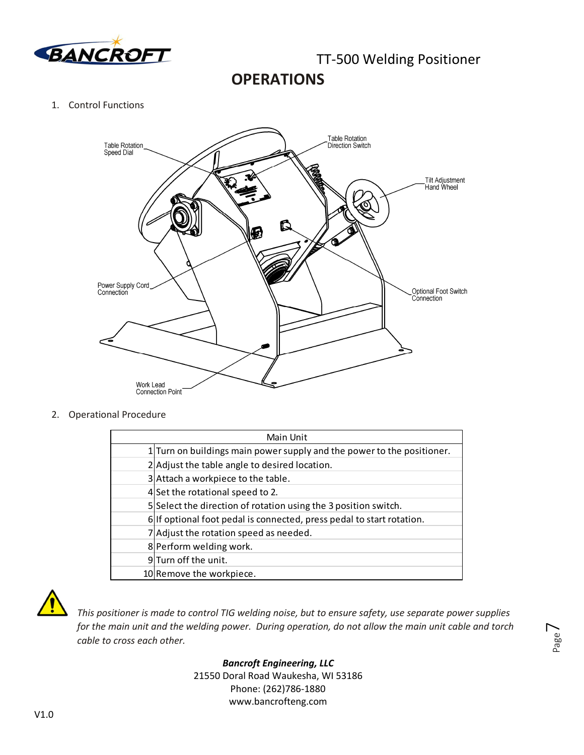# OPERATIONS

1. Control Functions

Table Rotation Speed Dial

Table Rotation Direction Switch

Tilt Adjustment Hand Wheel

Power Supply Cord Connection

Optional Foot Switch Connection

Work Lead Connection Point

2. Operational Procedure

| Main Unit | |
|---|---|
| 1 | Turn on buildings main power supply and the power to the positioner. |
| 2 | Adjust the table angle to desired location. |
| 3 | Attach a workpiece to the table. |
| 4 | Set the rotational speed to 2. |
| 5 | Select the direction of rotation using the 3 position switch. |
| 6 | If optional foot pedal is connected, press pedal to start rotation. |
| 7 | Adjust the rotation speed as needed. |
| 8 | Perform welding work. |
| 9 | Turn off the unit. |
| 10 | Remove the workpiece. |

*This positioner is made to control TIG welding noise, but to ensure safety, use separate power supplies for the main unit and the welding power. During operation, do not allow the main unit cable and torch cable to cross each other.*

***Bancroft Engineering, LLC***
21550 Doral Road Waukesha, WI 53186
Phone: (262)786-1880
www.bancrofteng.com

V1.0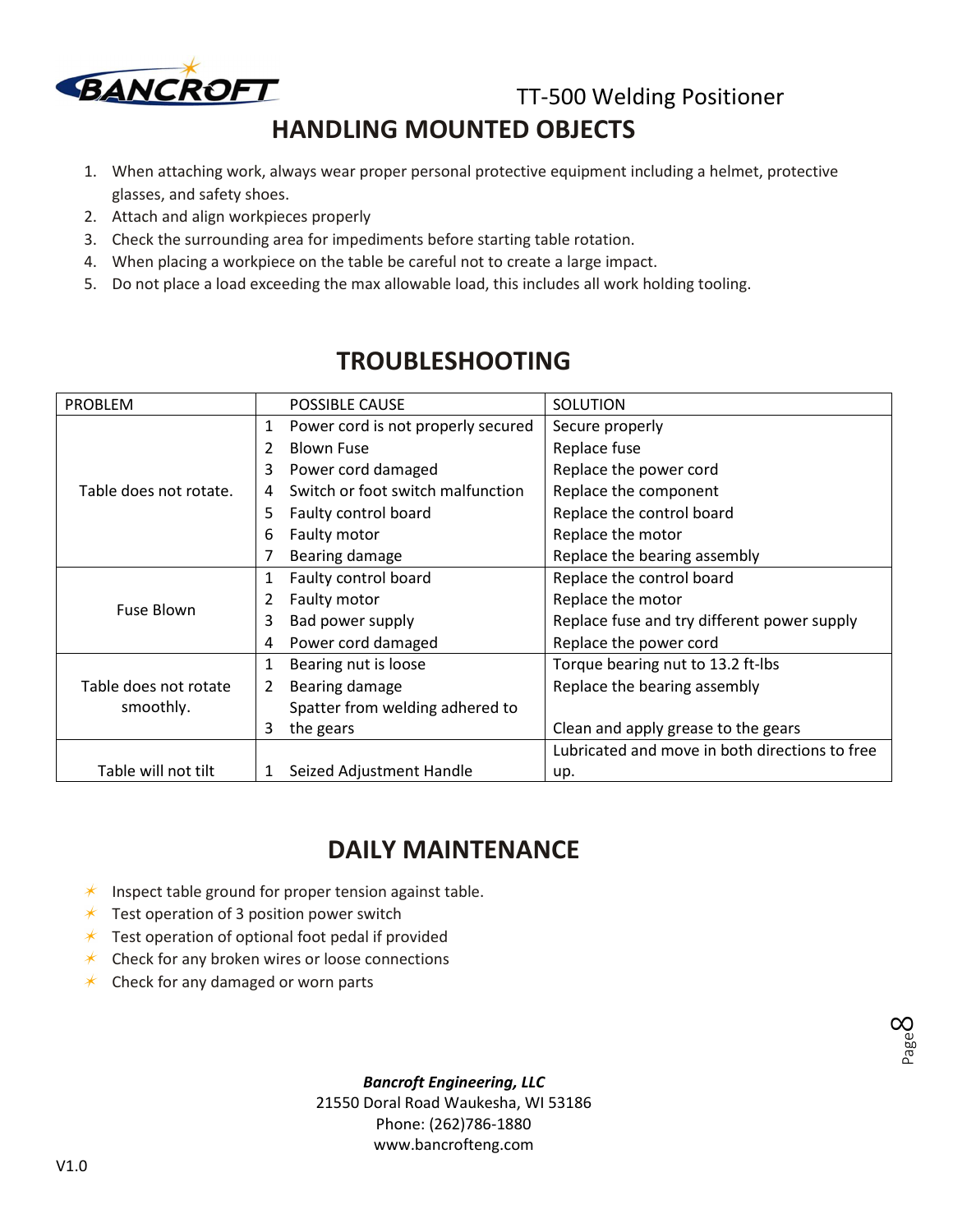# HANDLING MOUNTED OBJECTS

1. When attaching work, always wear proper personal protective equipment including a helmet, protective glasses, and safety shoes.
2. Attach and align workpieces properly
3. Check the surrounding area for impediments before starting table rotation.
4. When placing a workpiece on the table be careful not to create a large impact.
5. Do not place a load exceeding the max allowable load, this includes all work holding tooling.

# TROUBLESHOOTING

| PROBLEM | | POSSIBLE CAUSE | SOLUTION |
|---|---|---|---|
| Table does not rotate. | 1 | Power cord is not properly secured | Secure properly |
| | 2 | Blown Fuse | Replace fuse |
| | 3 | Power cord damaged | Replace the power cord |
| | 4 | Switch or foot switch malfunction | Replace the component |
| | 5 | Faulty control board | Replace the control board |
| | 6 | Faulty motor | Replace the motor |
| | 7 | Bearing damage | Replace the bearing assembly |
| Fuse Blown | 1 | Faulty control board | Replace the control board |
| | 2 | Faulty motor | Replace the motor |
| | 3 | Bad power supply | Replace fuse and try different power supply |
| | 4 | Power cord damaged | Replace the power cord |
| Table does not rotate smoothly. | 1 | Bearing nut is loose | Torque bearing nut to 13.2 ft-lbs |
| | 2 | Bearing damage | Replace the bearing assembly |
| | 3 | Spatter from welding adhered to the gears | Clean and apply grease to the gears |
| Table will not tilt | 1 | Seized Adjustment Handle | Lubricated and move in both directions to free up. |

# DAILY MAINTENANCE

- Inspect table ground for proper tension against table.
- Test operation of 3 position power switch
- Test operation of optional foot pedal if provided
- Check for any broken wires or loose connections
- Check for any damaged or worn parts

***Bancroft Engineering, LLC***
21550 Doral Road Waukesha, WI 53186
Phone: (262)786-1880
www.bancrofteng.com

V1.0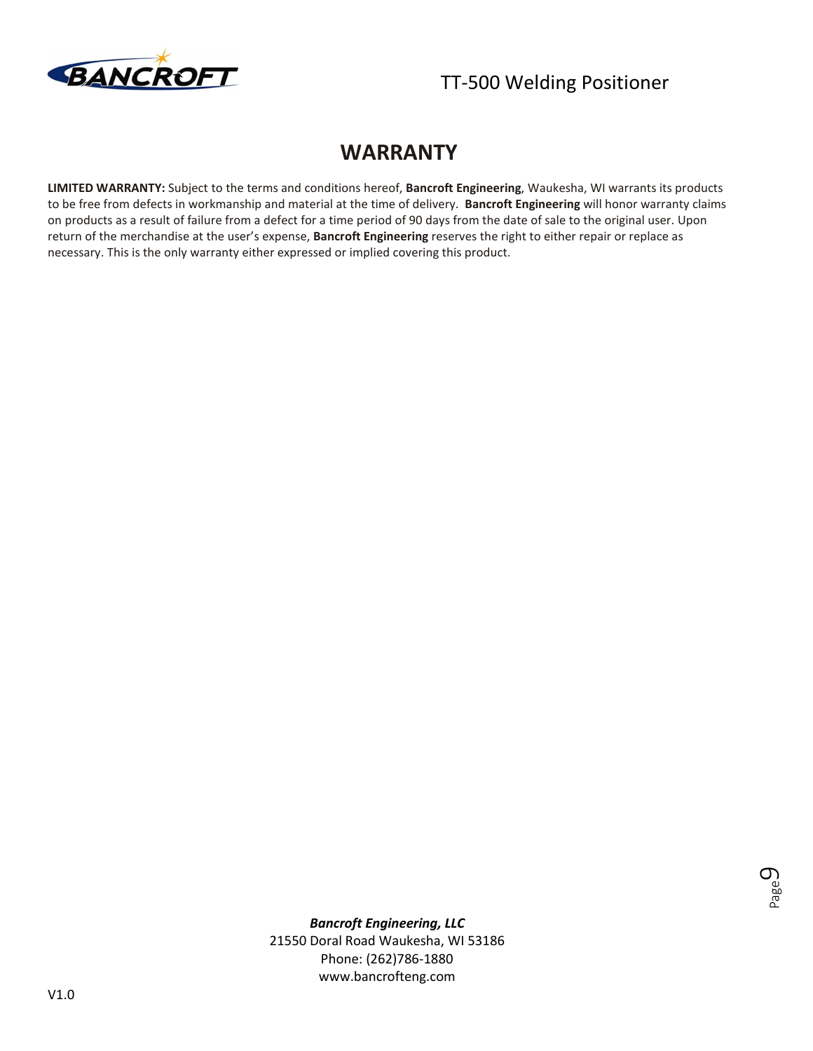# WARRANTY

**LIMITED WARRANTY:** Subject to the terms and conditions hereof, **Bancroft Engineering**, Waukesha, WI warrants its products to be free from defects in workmanship and material at the time of delivery. **Bancroft Engineering** will honor warranty claims on products as a result of failure from a defect for a time period of 90 days from the date of sale to the original user. Upon return of the merchandise at the user's expense, **Bancroft Engineering** reserves the right to either repair or replace as necessary. This is the only warranty either expressed or implied covering this product.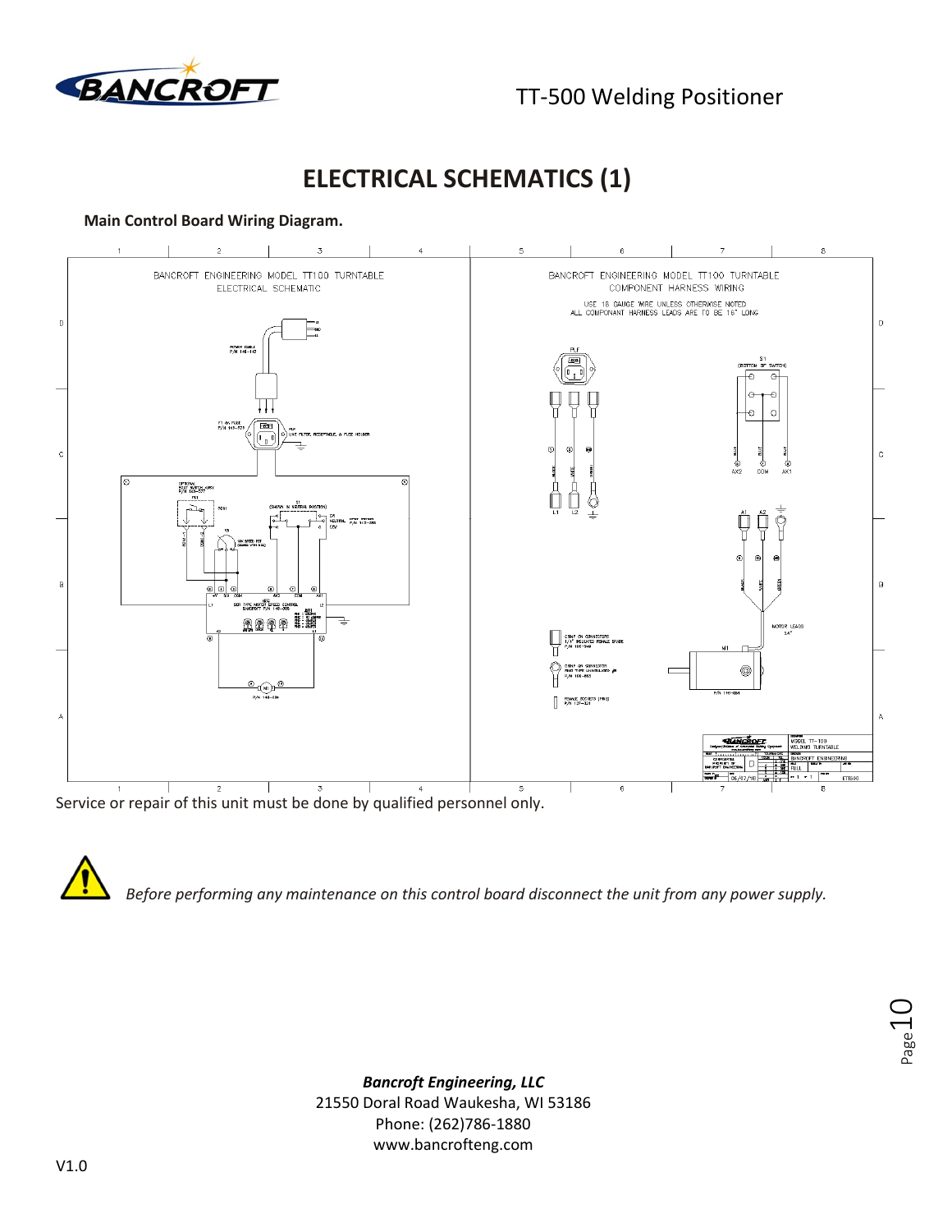# ELECTRICAL SCHEMATICS (1)

**Main Control Board Wiring Diagram.**

Service or repair of this unit must be done by qualified personnel only.

*Before performing any maintenance on this control board disconnect the unit from any power supply.*

***Bancroft Engineering, LLC***
21550 Doral Road Waukesha, WI 53186
Phone: (262)786-1880
www.bancrofteng.com

V1.0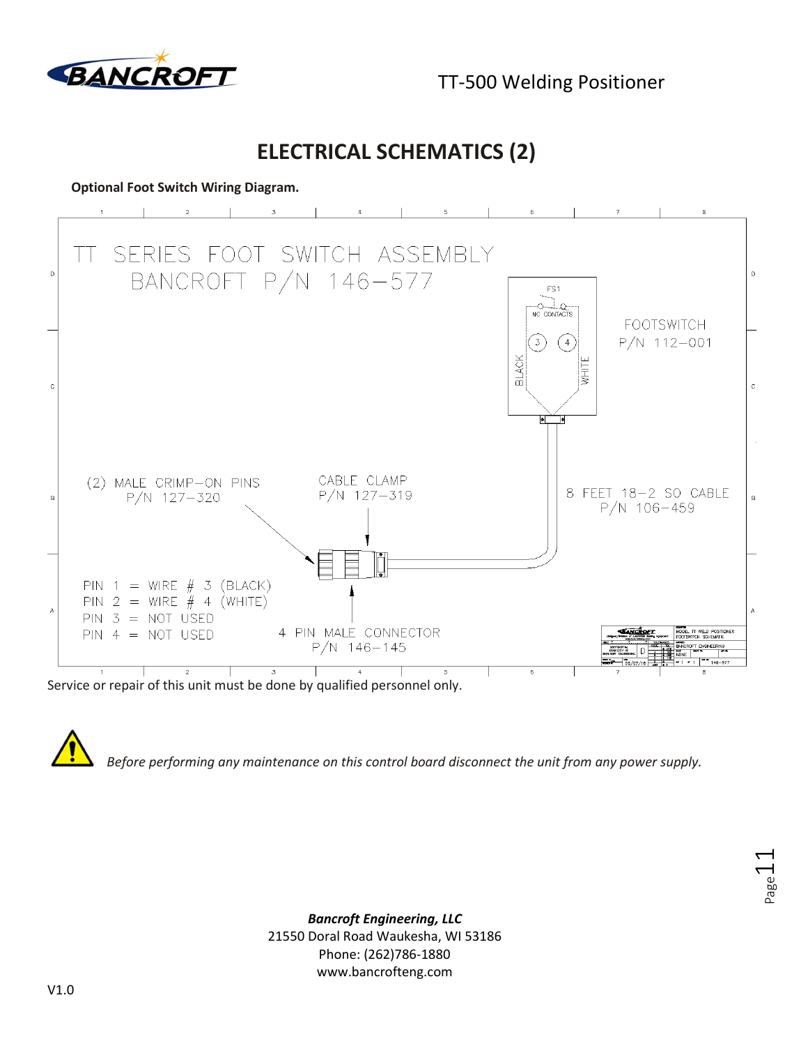# ELECTRICAL SCHEMATICS (2)

**Optional Foot Switch Wiring Diagram.**

TT SERIES FOOT SWITCH ASSEMBLY
BANCROFT P/N 146-577

FS1
NC CONTACTS

FOOTSWITCH
P/N 112-001

BLACK
WHITE

(2) MALE CRIMP-ON PINS
P/N 127-320

CABLE CLAMP
P/N 127-319

8 FEET 18-2 SO CABLE
P/N 106-459

PIN 1 = WIRE # 3 (BLACK)
PIN 2 = WIRE # 4 (WHITE)
PIN 3 = NOT USED
PIN 4 = NOT USED

4 PIN MALE CONNECTOR
P/N 146-145

Service or repair of this unit must be done by qualified personnel only.

*Before performing any maintenance on this control board disconnect the unit from any power supply.*

***Bancroft Engineering, LLC***
21550 Doral Road Waukesha, WI 53186
Phone: (262)786-1880
www.bancrofteng.com

V1.0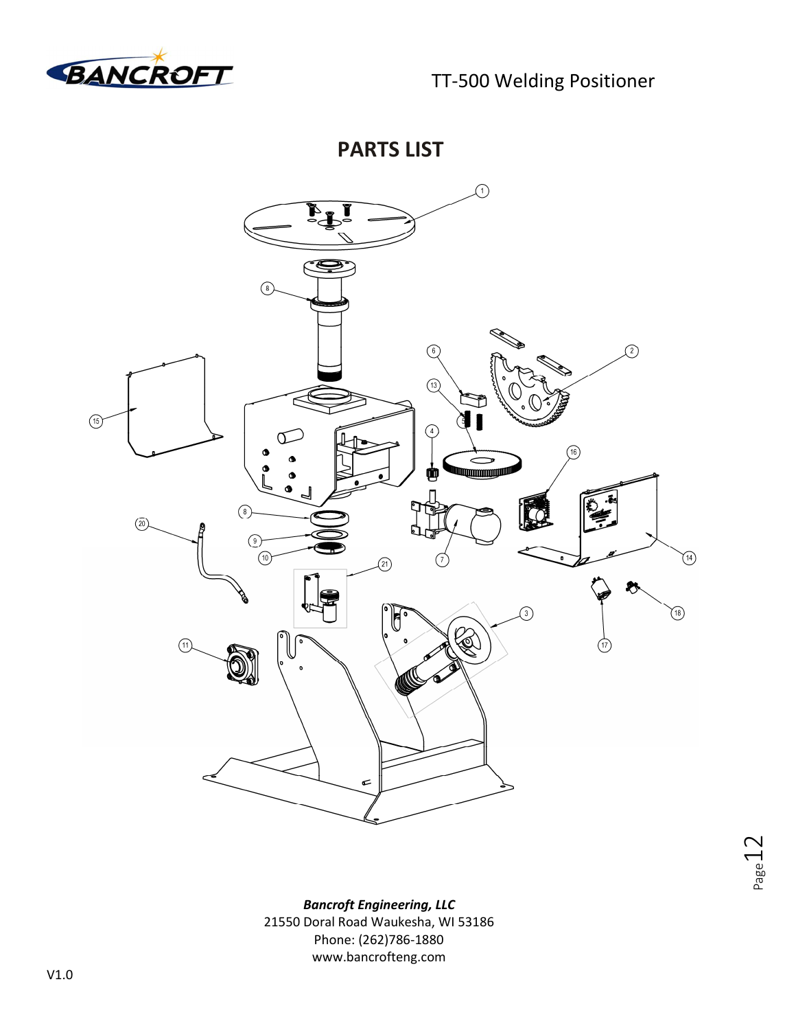# PARTS LIST

**_Bancroft Engineering, LLC_**
21550 Doral Road Waukesha, WI 53186
Phone: (262)786-1880
www.bancrofteng.com

V1.0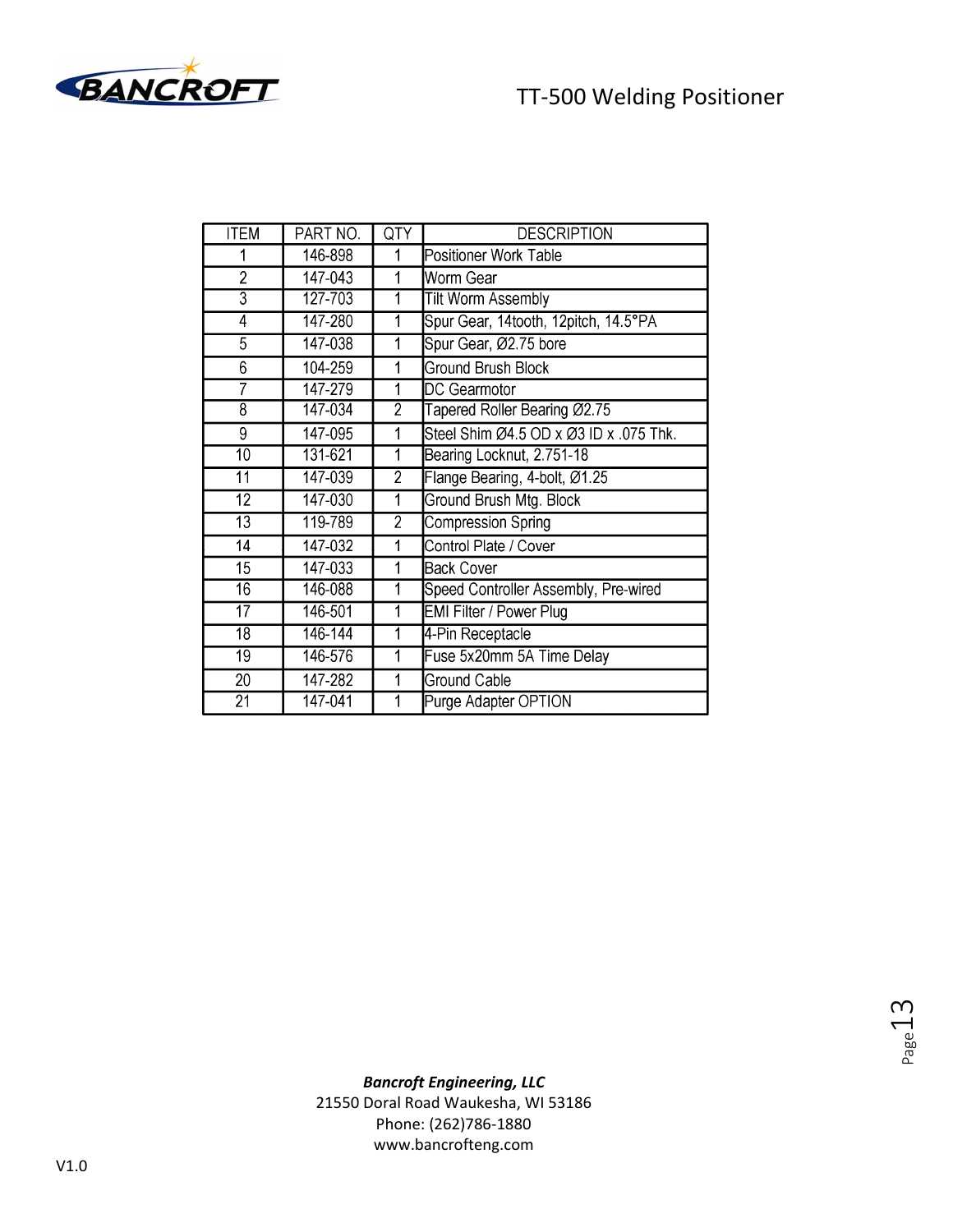| ITEM | PART NO. | QTY | DESCRIPTION |
|---|---|---|---|
| 1 | 146-898 | 1 | Positioner Work Table |
| 2 | 147-043 | 1 | Worm Gear |
| 3 | 127-703 | 1 | Tilt Worm Assembly |
| 4 | 147-280 | 1 | Spur Gear, 14tooth, 12pitch, 14.5°PA |
| 5 | 147-038 | 1 | Spur Gear, Ø2.75 bore |
| 6 | 104-259 | 1 | Ground Brush Block |
| 7 | 147-279 | 1 | DC Gearmotor |
| 8 | 147-034 | 2 | Tapered Roller Bearing Ø2.75 |
| 9 | 147-095 | 1 | Steel Shim Ø4.5 OD x Ø3 ID x .075 Thk. |
| 10 | 131-621 | 1 | Bearing Locknut, 2.751-18 |
| 11 | 147-039 | 2 | Flange Bearing, 4-bolt, Ø1.25 |
| 12 | 147-030 | 1 | Ground Brush Mtg. Block |
| 13 | 119-789 | 2 | Compression Spring |
| 14 | 147-032 | 1 | Control Plate / Cover |
| 15 | 147-033 | 1 | Back Cover |
| 16 | 146-088 | 1 | Speed Controller Assembly, Pre-wired |
| 17 | 146-501 | 1 | EMI Filter / Power Plug |
| 18 | 146-144 | 1 | 4-Pin Receptacle |
| 19 | 146-576 | 1 | Fuse 5x20mm 5A Time Delay |
| 20 | 147-282 | 1 | Ground Cable |
| 21 | 147-041 | 1 | Purge Adapter OPTION |